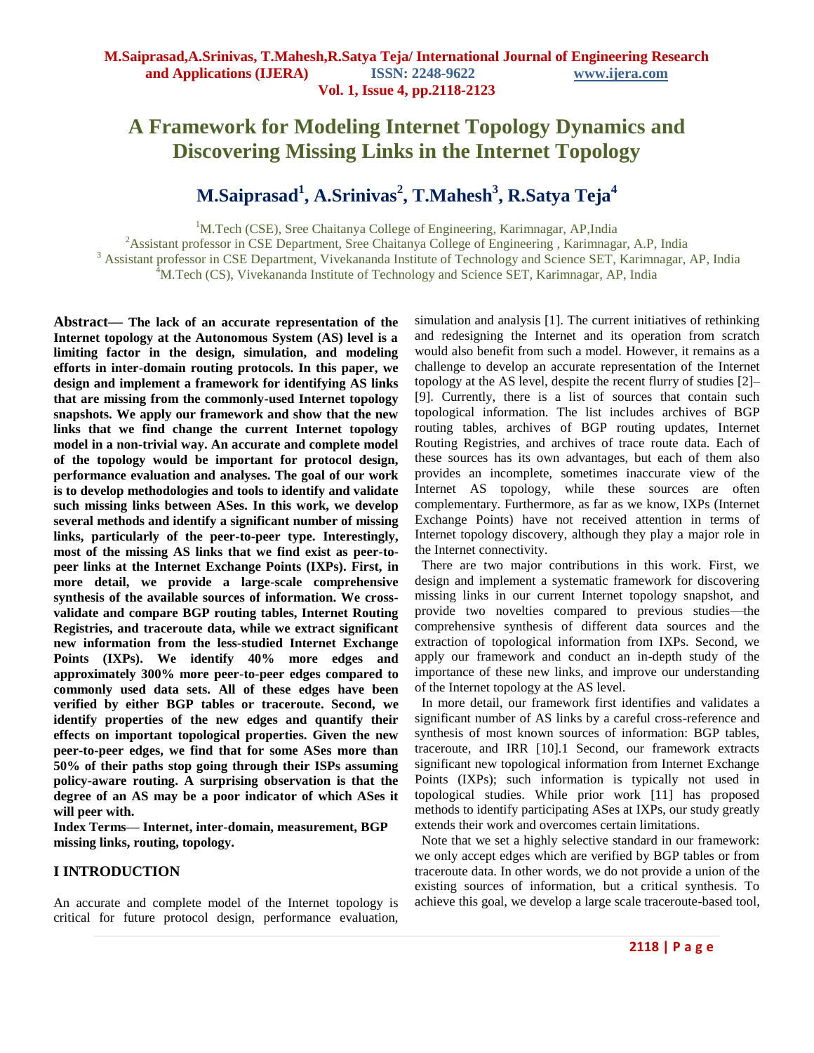# A Framework for Modeling Internet Topology Dynamics and Discovering Missing Links in the Internet Topology

## M.Saiprasad[1], A.Srinivas[2], T.Mahesh[3], R.Satya Teja[4]

[1]M.Tech (CSE), Sree Chaitanya College of Engineering, Karimnagar, AP,India
[2]Assistant professor in CSE Department, Sree Chaitanya College of Engineering , Karimnagar, A.P, India
[3] Assistant professor in CSE Department, Vivekananda Institute of Technology and Science SET, Karimnagar, AP, India
[4]M.Tech (CS), Vivekananda Institute of Technology and Science SET, Karimnagar, AP, India

**Abstract— The lack of an accurate representation of the Internet topology at the Autonomous System (AS) level is a limiting factor in the design, simulation, and modeling efforts in inter-domain routing protocols. In this paper, we design and implement a framework for identifying AS links that are missing from the commonly-used Internet topology snapshots. We apply our framework and show that the new links that we find change the current Internet topology model in a non-trivial way. An accurate and complete model of the topology would be important for protocol design, performance evaluation and analyses. The goal of our work is to develop methodologies and tools to identify and validate such missing links between ASes. In this work, we develop several methods and identify a significant number of missing links, particularly of the peer-to-peer type. Interestingly, most of the missing AS links that we find exist as peer-to-peer links at the Internet Exchange Points (IXPs). First, in more detail, we provide a large-scale comprehensive synthesis of the available sources of information. We cross-validate and compare BGP routing tables, Internet Routing Registries, and traceroute data, while we extract significant new information from the less-studied Internet Exchange Points (IXPs). We identify 40% more edges and approximately 300% more peer-to-peer edges compared to commonly used data sets. All of these edges have been verified by either BGP tables or traceroute. Second, we identify properties of the new edges and quantify their effects on important topological properties. Given the new peer-to-peer edges, we find that for some ASes more than 50% of their paths stop going through their ISPs assuming policy-aware routing. A surprising observation is that the degree of an AS may be a poor indicator of which ASes it will peer with.**

**Index Terms— Internet, inter-domain, measurement, BGP missing links, routing, topology.**

## I INTRODUCTION

An accurate and complete model of the Internet topology is critical for future protocol design, performance evaluation, simulation and analysis [1]. The current initiatives of rethinking and redesigning the Internet and its operation from scratch would also benefit from such a model. However, it remains as a challenge to develop an accurate representation of the Internet topology at the AS level, despite the recent flurry of studies [2]–[9]. Currently, there is a list of sources that contain such topological information. The list includes archives of BGP routing tables, archives of BGP routing updates, Internet Routing Registries, and archives of trace route data. Each of these sources has its own advantages, but each of them also provides an incomplete, sometimes inaccurate view of the Internet AS topology, while these sources are often complementary. Furthermore, as far as we know, IXPs (Internet Exchange Points) have not received attention in terms of Internet topology discovery, although they play a major role in the Internet connectivity.

There are two major contributions in this work. First, we design and implement a systematic framework for discovering missing links in our current Internet topology snapshot, and provide two novelties compared to previous studies—the comprehensive synthesis of different data sources and the extraction of topological information from IXPs. Second, we apply our framework and conduct an in-depth study of the importance of these new links, and improve our understanding of the Internet topology at the AS level.

In more detail, our framework first identifies and validates a significant number of AS links by a careful cross-reference and synthesis of most known sources of information: BGP tables, traceroute, and IRR [10].1 Second, our framework extracts significant new topological information from Internet Exchange Points (IXPs); such information is typically not used in topological studies. While prior work [11] has proposed methods to identify participating ASes at IXPs, our study greatly extends their work and overcomes certain limitations.

Note that we set a highly selective standard in our framework: we only accept edges which are verified by BGP tables or from traceroute data. In other words, we do not provide a union of the existing sources of information, but a critical synthesis. To achieve this goal, we develop a large scale traceroute-based tool,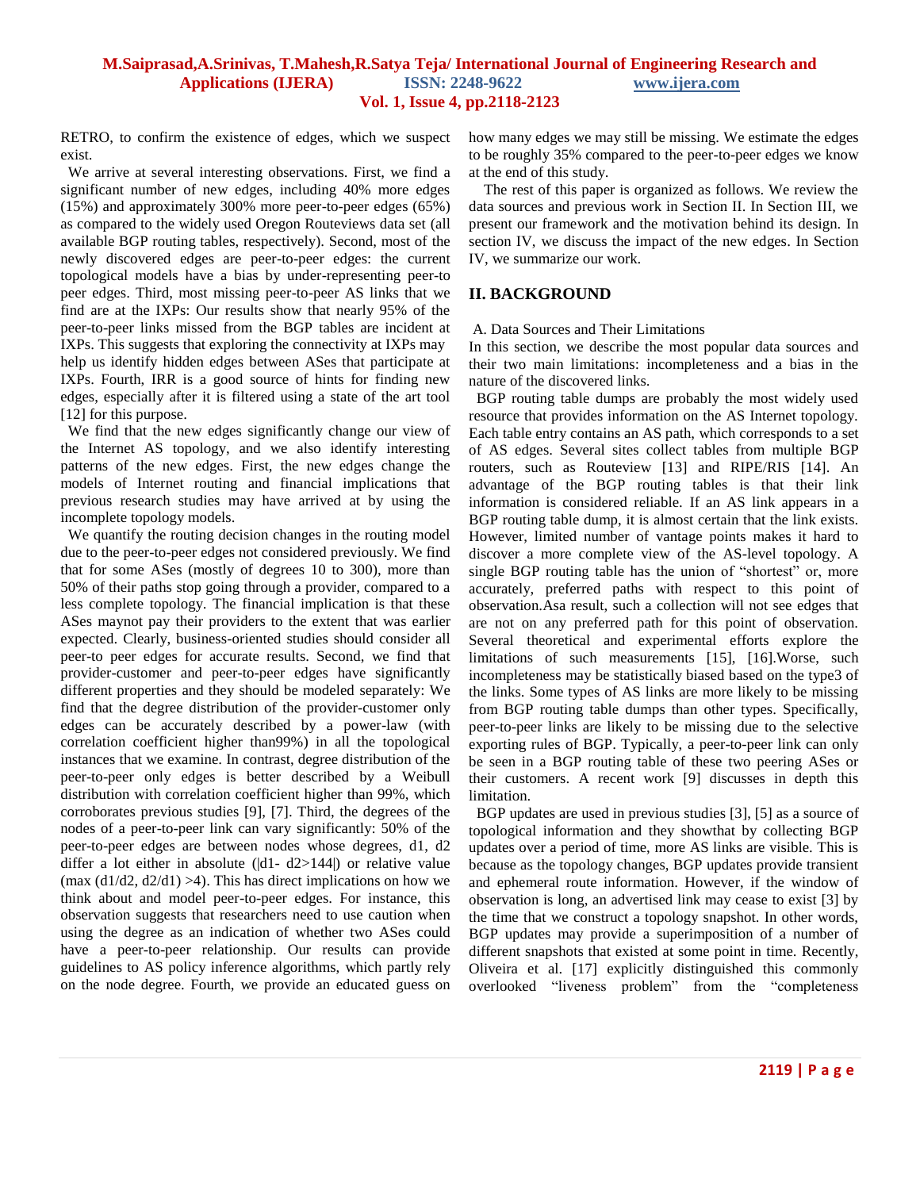RETRO, to confirm the existence of edges, which we suspect exist.

We arrive at several interesting observations. First, we find a significant number of new edges, including 40% more edges (15%) and approximately 300% more peer-to-peer edges (65%) as compared to the widely used Oregon Routeviews data set (all available BGP routing tables, respectively). Second, most of the newly discovered edges are peer-to-peer edges: the current topological models have a bias by under-representing peer-to peer edges. Third, most missing peer-to-peer AS links that we find are at the IXPs: Our results show that nearly 95% of the peer-to-peer links missed from the BGP tables are incident at IXPs. This suggests that exploring the connectivity at IXPs may help us identify hidden edges between ASes that participate at IXPs. Fourth, IRR is a good source of hints for finding new edges, especially after it is filtered using a state of the art tool [12] for this purpose.

We find that the new edges significantly change our view of the Internet AS topology, and we also identify interesting patterns of the new edges. First, the new edges change the models of Internet routing and financial implications that previous research studies may have arrived at by using the incomplete topology models.

We quantify the routing decision changes in the routing model due to the peer-to-peer edges not considered previously. We find that for some ASes (mostly of degrees 10 to 300), more than 50% of their paths stop going through a provider, compared to a less complete topology. The financial implication is that these ASes maynot pay their providers to the extent that was earlier expected. Clearly, business-oriented studies should consider all peer-to peer edges for accurate results. Second, we find that provider-customer and peer-to-peer edges have significantly different properties and they should be modeled separately: We find that the degree distribution of the provider-customer only edges can be accurately described by a power-law (with correlation coefficient higher than99%) in all the topological instances that we examine. In contrast, degree distribution of the peer-to-peer only edges is better described by a Weibull distribution with correlation coefficient higher than 99%, which corroborates previous studies [9], [7]. Third, the degrees of the nodes of a peer-to-peer link can vary significantly: 50% of the peer-to-peer edges are between nodes whose degrees, d1, d2 differ a lot either in absolute ($|d1- d2>144|$) or relative value ($\max(d1/d2, d2/d1) > 4$). This has direct implications on how we think about and model peer-to-peer edges. For instance, this observation suggests that researchers need to use caution when using the degree as an indication of whether two ASes could have a peer-to-peer relationship. Our results can provide guidelines to AS policy inference algorithms, which partly rely on the node degree. Fourth, we provide an educated guess on how many edges we may still be missing. We estimate the edges to be roughly 35% compared to the peer-to-peer edges we know at the end of this study.

The rest of this paper is organized as follows. We review the data sources and previous work in Section II. In Section III, we present our framework and the motivation behind its design. In section IV, we discuss the impact of the new edges. In Section IV, we summarize our work.

## II. BACKGROUND

A. Data Sources and Their Limitations

In this section, we describe the most popular data sources and their two main limitations: incompleteness and a bias in the nature of the discovered links.

BGP routing table dumps are probably the most widely used resource that provides information on the AS Internet topology. Each table entry contains an AS path, which corresponds to a set of AS edges. Several sites collect tables from multiple BGP routers, such as Routeview [13] and RIPE/RIS [14]. An advantage of the BGP routing tables is that their link information is considered reliable. If an AS link appears in a BGP routing table dump, it is almost certain that the link exists. However, limited number of vantage points makes it hard to discover a more complete view of the AS-level topology. A single BGP routing table has the union of "shortest" or, more accurately, preferred paths with respect to this point of observation.Asa result, such a collection will not see edges that are not on any preferred path for this point of observation. Several theoretical and experimental efforts explore the limitations of such measurements [15], [16].Worse, such incompleteness may be statistically biased based on the type3 of the links. Some types of AS links are more likely to be missing from BGP routing table dumps than other types. Specifically, peer-to-peer links are likely to be missing due to the selective exporting rules of BGP. Typically, a peer-to-peer link can only be seen in a BGP routing table of these two peering ASes or their customers. A recent work [9] discusses in depth this limitation.

BGP updates are used in previous studies [3], [5] as a source of topological information and they showthat by collecting BGP updates over a period of time, more AS links are visible. This is because as the topology changes, BGP updates provide transient and ephemeral route information. However, if the window of observation is long, an advertised link may cease to exist [3] by the time that we construct a topology snapshot. In other words, BGP updates may provide a superimposition of a number of different snapshots that existed at some point in time. Recently, Oliveira et al. [17] explicitly distinguished this commonly overlooked "liveness problem" from the "completeness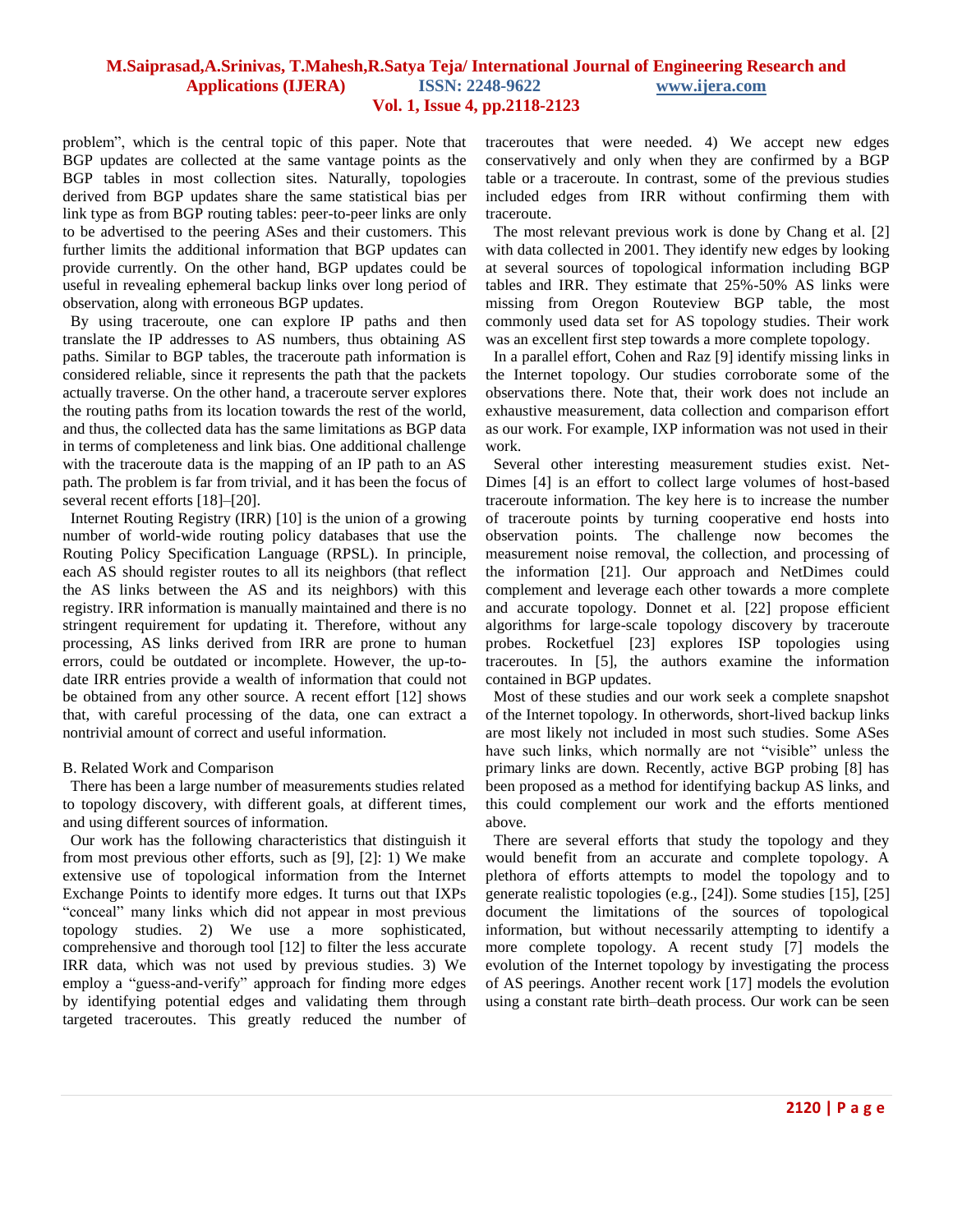problem", which is the central topic of this paper. Note that BGP updates are collected at the same vantage points as the BGP tables in most collection sites. Naturally, topologies derived from BGP updates share the same statistical bias per link type as from BGP routing tables: peer-to-peer links are only to be advertised to the peering ASes and their customers. This further limits the additional information that BGP updates can provide currently. On the other hand, BGP updates could be useful in revealing ephemeral backup links over long period of observation, along with erroneous BGP updates.

By using traceroute, one can explore IP paths and then translate the IP addresses to AS numbers, thus obtaining AS paths. Similar to BGP tables, the traceroute path information is considered reliable, since it represents the path that the packets actually traverse. On the other hand, a traceroute server explores the routing paths from its location towards the rest of the world, and thus, the collected data has the same limitations as BGP data in terms of completeness and link bias. One additional challenge with the traceroute data is the mapping of an IP path to an AS path. The problem is far from trivial, and it has been the focus of several recent efforts [18]–[20].

Internet Routing Registry (IRR) [10] is the union of a growing number of world-wide routing policy databases that use the Routing Policy Specification Language (RPSL). In principle, each AS should register routes to all its neighbors (that reflect the AS links between the AS and its neighbors) with this registry. IRR information is manually maintained and there is no stringent requirement for updating it. Therefore, without any processing, AS links derived from IRR are prone to human errors, could be outdated or incomplete. However, the up-to-date IRR entries provide a wealth of information that could not be obtained from any other source. A recent effort [12] shows that, with careful processing of the data, one can extract a nontrivial amount of correct and useful information.

B. Related Work and Comparison

There has been a large number of measurements studies related to topology discovery, with different goals, at different times, and using different sources of information.

Our work has the following characteristics that distinguish it from most previous other efforts, such as [9], [2]: 1) We make extensive use of topological information from the Internet Exchange Points to identify more edges. It turns out that IXPs "conceal" many links which did not appear in most previous topology studies. 2) We use a more sophisticated, comprehensive and thorough tool [12] to filter the less accurate IRR data, which was not used by previous studies. 3) We employ a "guess-and-verify" approach for finding more edges by identifying potential edges and validating them through targeted traceroutes. This greatly reduced the number of traceroutes that were needed. 4) We accept new edges conservatively and only when they are confirmed by a BGP table or a traceroute. In contrast, some of the previous studies included edges from IRR without confirming them with traceroute.

The most relevant previous work is done by Chang et al. [2] with data collected in 2001. They identify new edges by looking at several sources of topological information including BGP tables and IRR. They estimate that 25%-50% AS links were missing from Oregon Routeview BGP table, the most commonly used data set for AS topology studies. Their work was an excellent first step towards a more complete topology.

In a parallel effort, Cohen and Raz [9] identify missing links in the Internet topology. Our studies corroborate some of the observations there. Note that, their work does not include an exhaustive measurement, data collection and comparison effort as our work. For example, IXP information was not used in their work.

Several other interesting measurement studies exist. Net-Dimes [4] is an effort to collect large volumes of host-based traceroute information. The key here is to increase the number of traceroute points by turning cooperative end hosts into observation points. The challenge now becomes the measurement noise removal, the collection, and processing of the information [21]. Our approach and NetDimes could complement and leverage each other towards a more complete and accurate topology. Donnet et al. [22] propose efficient algorithms for large-scale topology discovery by traceroute probes. Rocketfuel [23] explores ISP topologies using traceroutes. In [5], the authors examine the information contained in BGP updates.

Most of these studies and our work seek a complete snapshot of the Internet topology. In otherwords, short-lived backup links are most likely not included in most such studies. Some ASes have such links, which normally are not "visible" unless the primary links are down. Recently, active BGP probing [8] has been proposed as a method for identifying backup AS links, and this could complement our work and the efforts mentioned above.

There are several efforts that study the topology and they would benefit from an accurate and complete topology. A plethora of efforts attempts to model the topology and to generate realistic topologies (e.g., [24]). Some studies [15], [25] document the limitations of the sources of topological information, but without necessarily attempting to identify a more complete topology. A recent study [7] models the evolution of the Internet topology by investigating the process of AS peerings. Another recent work [17] models the evolution using a constant rate birth–death process. Our work can be seen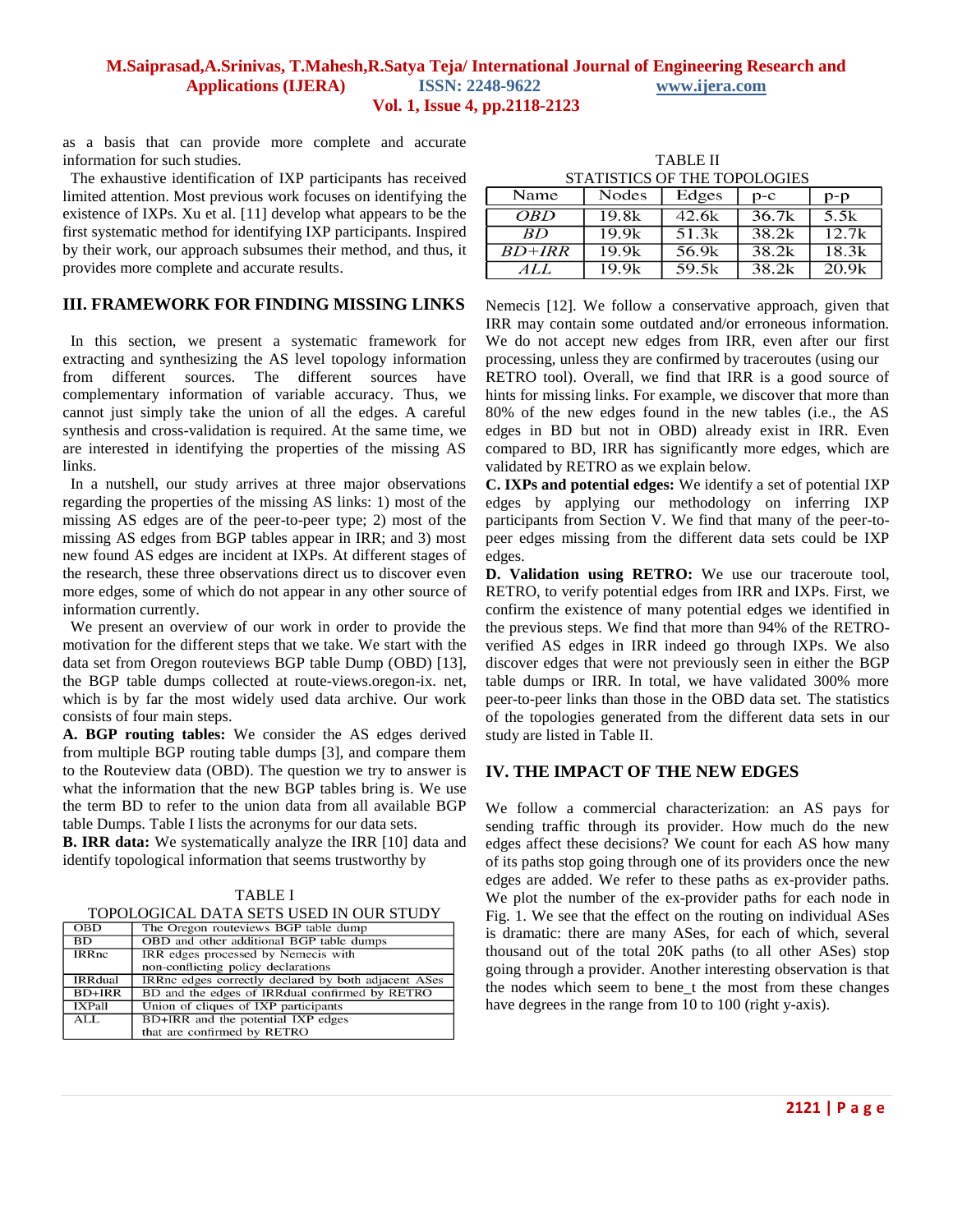as a basis that can provide more complete and accurate information for such studies.

The exhaustive identification of IXP participants has received limited attention. Most previous work focuses on identifying the existence of IXPs. Xu et al. [11] develop what appears to be the first systematic method for identifying IXP participants. Inspired by their work, our approach subsumes their method, and thus, it provides more complete and accurate results.

## III. FRAMEWORK FOR FINDING MISSING LINKS

In this section, we present a systematic framework for extracting and synthesizing the AS level topology information from different sources. The different sources have complementary information of variable accuracy. Thus, we cannot just simply take the union of all the edges. A careful synthesis and cross-validation is required. At the same time, we are interested in identifying the properties of the missing AS links.

In a nutshell, our study arrives at three major observations regarding the properties of the missing AS links: 1) most of the missing AS edges are of the peer-to-peer type; 2) most of the missing AS edges from BGP tables appear in IRR; and 3) most new found AS edges are incident at IXPs. At different stages of the research, these three observations direct us to discover even more edges, some of which do not appear in any other source of information currently.

We present an overview of our work in order to provide the motivation for the different steps that we take. We start with the data set from Oregon routeviews BGP table Dump (OBD) [13], the BGP table dumps collected at route-views.oregon-ix. net, which is by far the most widely used data archive. Our work consists of four main steps.

**A. BGP routing tables:** We consider the AS edges derived from multiple BGP routing table dumps [3], and compare them to the Routeview data (OBD). The question we try to answer is what the information that the new BGP tables bring is. We use the term BD to refer to the union data from all available BGP table Dumps. Table I lists the acronyms for our data sets.

**B. IRR data:** We systematically analyze the IRR [10] data and identify topological information that seems trustworthy by

TABLE I
TOPOLOGICAL DATA SETS USED IN OUR STUDY

| | |
|---|---|
| OBD | The Oregon routeviews BGP table dump |
| BD | OBD and other additional BGP table dumps |
| IRRnc | IRR edges processed by Nemecis with non-conflicting policy declarations |
| IRRdual | IRRnc edges correctly declared by both adjacent ASes |
| BD+IRR | BD and the edges of IRRdual confirmed by RETRO |
| IXPall | Union of cliques of IXP participants |
| ALL | BD+IRR and the potential IXP edges that are confirmed by RETRO |

Nemecis [12]. We follow a conservative approach, given that IRR may contain some outdated and/or erroneous information. We do not accept new edges from IRR, even after our first processing, unless they are confirmed by traceroutes (using our RETRO tool). Overall, we find that IRR is a good source of hints for missing links. For example, we discover that more than 80% of the new edges found in the new tables (i.e., the AS edges in BD but not in OBD) already exist in IRR. Even compared to BD, IRR has significantly more edges, which are validated by RETRO as we explain below.

**C. IXPs and potential edges:** We identify a set of potential IXP edges by applying our methodology on inferring IXP participants from Section V. We find that many of the peer-to-peer edges missing from the different data sets could be IXP edges.

**D. Validation using RETRO:** We use our traceroute tool, RETRO, to verify potential edges from IRR and IXPs. First, we confirm the existence of many potential edges we identified in the previous steps. We find that more than 94% of the RETRO-verified AS edges in IRR indeed go through IXPs. We also discover edges that were not previously seen in either the BGP table dumps or IRR. In total, we have validated 300% more peer-to-peer links than those in the OBD data set. The statistics of the topologies generated from the different data sets in our study are listed in Table II.

TABLE II
STATISTICS OF THE TOPOLOGIES

| Name | Nodes | Edges | p-c | p-p |
|---|---|---|---|---|
| *OBD* | 19.8k | 42.6k | 36.7k | 5.5k |
| *BD* | 19.9k | 51.3k | 38.2k | 12.7k |
| *BD+IRR* | 19.9k | 56.9k | 38.2k | 18.3k |
| *ALL* | 19.9k | 59.5k | 38.2k | 20.9k |

## IV. THE IMPACT OF THE NEW EDGES

We follow a commercial characterization: an AS pays for sending traffic through its provider. How much do the new edges affect these decisions? We count for each AS how many of its paths stop going through one of its providers once the new edges are added. We refer to these paths as ex-provider paths. We plot the number of the ex-provider paths for each node in Fig. 1. We see that the effect on the routing on individual ASes is dramatic: there are many ASes, for each of which, several thousand out of the total 20K paths (to all other ASes) stop going through a provider. Another interesting observation is that the nodes which seem to bene_t the most from these changes have degrees in the range from 10 to 100 (right y-axis).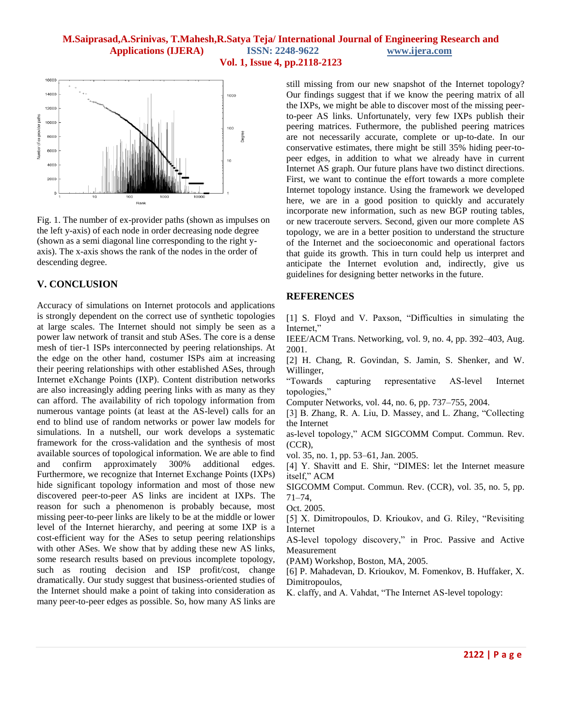16000
14000
12000
10000
8000
6000
4000
2000
0

Number of ex-provider paths

1000
100
10
1

Degree

1 10 100 1000 10000

Rank

Fig. 1. The number of ex-provider paths (shown as impulses on the left y-axis) of each node in order decreasing node degree (shown as a semi diagonal line corresponding to the right y-axis). The x-axis shows the rank of the nodes in the order of descending degree.

## V. CONCLUSION

Accuracy of simulations on Internet protocols and applications is strongly dependent on the correct use of synthetic topologies at large scales. The Internet should not simply be seen as a power law network of transit and stub ASes. The core is a dense mesh of tier-1 ISPs interconnected by peering relationships. At the edge on the other hand, costumer ISPs aim at increasing their peering relationships with other established ASes, through Internet eXchange Points (IXP). Content distribution networks are also increasingly adding peering links with as many as they can afford. The availability of rich topology information from numerous vantage points (at least at the AS-level) calls for an end to blind use of random networks or power law models for simulations. In a nutshell, our work develops a systematic framework for the cross-validation and the synthesis of most available sources of topological information. We are able to find and confirm approximately 300% additional edges. Furthermore, we recognize that Internet Exchange Points (IXPs) hide significant topology information and most of those new discovered peer-to-peer AS links are incident at IXPs. The reason for such a phenomenon is probably because, most missing peer-to-peer links are likely to be at the middle or lower level of the Internet hierarchy, and peering at some IXP is a cost-efficient way for the ASes to setup peering relationships with other ASes. We show that by adding these new AS links, some research results based on previous incomplete topology, such as routing decision and ISP profit/cost, change dramatically. Our study suggest that business-oriented studies of the Internet should make a point of taking into consideration as many peer-to-peer edges as possible. So, how many AS links are still missing from our new snapshot of the Internet topology? Our findings suggest that if we know the peering matrix of all the IXPs, we might be able to discover most of the missing peer-to-peer AS links. Unfortunately, very few IXPs publish their peering matrices. Futhermore, the published peering matrices are not necessarily accurate, complete or up-to-date. In our conservative estimates, there might be still 35% hiding peer-to-peer edges, in addition to what we already have in current Internet AS graph. Our future plans have two distinct directions. First, we want to continue the effort towards a more complete Internet topology instance. Using the framework we developed here, we are in a good position to quickly and accurately incorporate new information, such as new BGP routing tables, or new traceroute servers. Second, given our more complete AS topology, we are in a better position to understand the structure of the Internet and the socioeconomic and operational factors that guide its growth. This in turn could help us interpret and anticipate the Internet evolution and, indirectly, give us guidelines for designing better networks in the future.

## REFERENCES

[1] S. Floyd and V. Paxson, "Difficulties in simulating the Internet," IEEE/ACM Trans. Networking, vol. 9, no. 4, pp. 392–403, Aug. 2001.

[2] H. Chang, R. Govindan, S. Jamin, S. Shenker, and W. Willinger, "Towards capturing representative AS-level Internet topologies," Computer Networks, vol. 44, no. 6, pp. 737–755, 2004.

[3] B. Zhang, R. A. Liu, D. Massey, and L. Zhang, "Collecting the Internet as-level topology," ACM SIGCOMM Comput. Commun. Rev. (CCR), vol. 35, no. 1, pp. 53–61, Jan. 2005.

[4] Y. Shavitt and E. Shir, "DIMES: let the Internet measure itself," ACM SIGCOMM Comput. Commun. Rev. (CCR), vol. 35, no. 5, pp. 71–74, Oct. 2005.

[5] X. Dimitropoulos, D. Krioukov, and G. Riley, "Revisiting Internet AS-level topology discovery," in Proc. Passive and Active Measurement (PAM) Workshop, Boston, MA, 2005.

[6] P. Mahadevan, D. Krioukov, M. Fomenkov, B. Huffaker, X. Dimitropoulos, K. claffy, and A. Vahdat, "The Internet AS-level topology: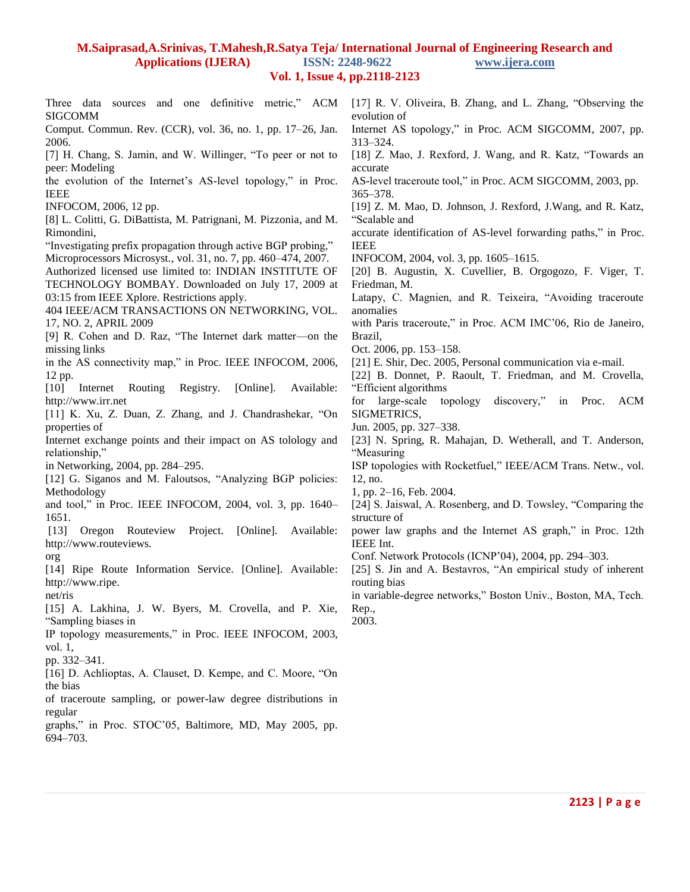Three data sources and one definitive metric," ACM SIGCOMM
Comput. Commun. Rev. (CCR), vol. 36, no. 1, pp. 17–26, Jan. 2006.

[7] H. Chang, S. Jamin, and W. Willinger, "To peer or not to peer: Modeling
the evolution of the Internet's AS-level topology," in Proc. IEEE
INFOCOM, 2006, 12 pp.

[8] L. Colitti, G. DiBattista, M. Patrignani, M. Pizzonia, and M. Rimondini,
"Investigating prefix propagation through active BGP probing," Microprocessors Microsyst., vol. 31, no. 7, pp. 460–474, 2007.
Authorized licensed use limited to: INDIAN INSTITUTE OF TECHNOLOGY BOMBAY. Downloaded on July 17, 2009 at 03:15 from IEEE Xplore. Restrictions apply.
404 IEEE/ACM TRANSACTIONS ON NETWORKING, VOL. 17, NO. 2, APRIL 2009

[9] R. Cohen and D. Raz, "The Internet dark matter—on the missing links
in the AS connectivity map," in Proc. IEEE INFOCOM, 2006, 12 pp.

[10] Internet Routing Registry. [Online]. Available: http://www.irr.net

[11] K. Xu, Z. Duan, Z. Zhang, and J. Chandrashekar, "On properties of
Internet exchange points and their impact on AS tolology and relationship,"
in Networking, 2004, pp. 284–295.

[12] G. Siganos and M. Faloutsos, "Analyzing BGP policies: Methodology
and tool," in Proc. IEEE INFOCOM, 2004, vol. 3, pp. 1640–1651.

[13] Oregon Routeview Project. [Online]. Available: http://www.routeviews.
org

[14] Ripe Route Information Service. [Online]. Available: http://www.ripe.
net/ris

[15] A. Lakhina, J. W. Byers, M. Crovella, and P. Xie, "Sampling biases in
IP topology measurements," in Proc. IEEE INFOCOM, 2003, vol. 1,
pp. 332–341.

[16] D. Achlioptas, A. Clauset, D. Kempe, and C. Moore, "On the bias
of traceroute sampling, or power-law degree distributions in regular
graphs," in Proc. STOC'05, Baltimore, MD, May 2005, pp. 694–703.

[17] R. V. Oliveira, B. Zhang, and L. Zhang, "Observing the evolution of
Internet AS topology," in Proc. ACM SIGCOMM, 2007, pp. 313–324.

[18] Z. Mao, J. Rexford, J. Wang, and R. Katz, "Towards an accurate
AS-level traceroute tool," in Proc. ACM SIGCOMM, 2003, pp. 365–378.

[19] Z. M. Mao, D. Johnson, J. Rexford, J.Wang, and R. Katz, "Scalable and
accurate identification of AS-level forwarding paths," in Proc. IEEE
INFOCOM, 2004, vol. 3, pp. 1605–1615.

[20] B. Augustin, X. Cuvellier, B. Orgogozo, F. Viger, T. Friedman, M.
Latapy, C. Magnien, and R. Teixeira, "Avoiding traceroute anomalies
with Paris traceroute," in Proc. ACM IMC'06, Rio de Janeiro, Brazil,
Oct. 2006, pp. 153–158.

[21] E. Shir, Dec. 2005, Personal communication via e-mail.

[22] B. Donnet, P. Raoult, T. Friedman, and M. Crovella, "Efficient algorithms
for large-scale topology discovery," in Proc. ACM SIGMETRICS,
Jun. 2005, pp. 327–338.

[23] N. Spring, R. Mahajan, D. Wetherall, and T. Anderson, "Measuring
ISP topologies with Rocketfuel," IEEE/ACM Trans. Netw., vol. 12, no.
1, pp. 2–16, Feb. 2004.

[24] S. Jaiswal, A. Rosenberg, and D. Towsley, "Comparing the structure of
power law graphs and the Internet AS graph," in Proc. 12th IEEE Int.
Conf. Network Protocols (ICNP'04), 2004, pp. 294–303.

[25] S. Jin and A. Bestavros, "An empirical study of inherent routing bias
in variable-degree networks," Boston Univ., Boston, MA, Tech. Rep.,
2003.